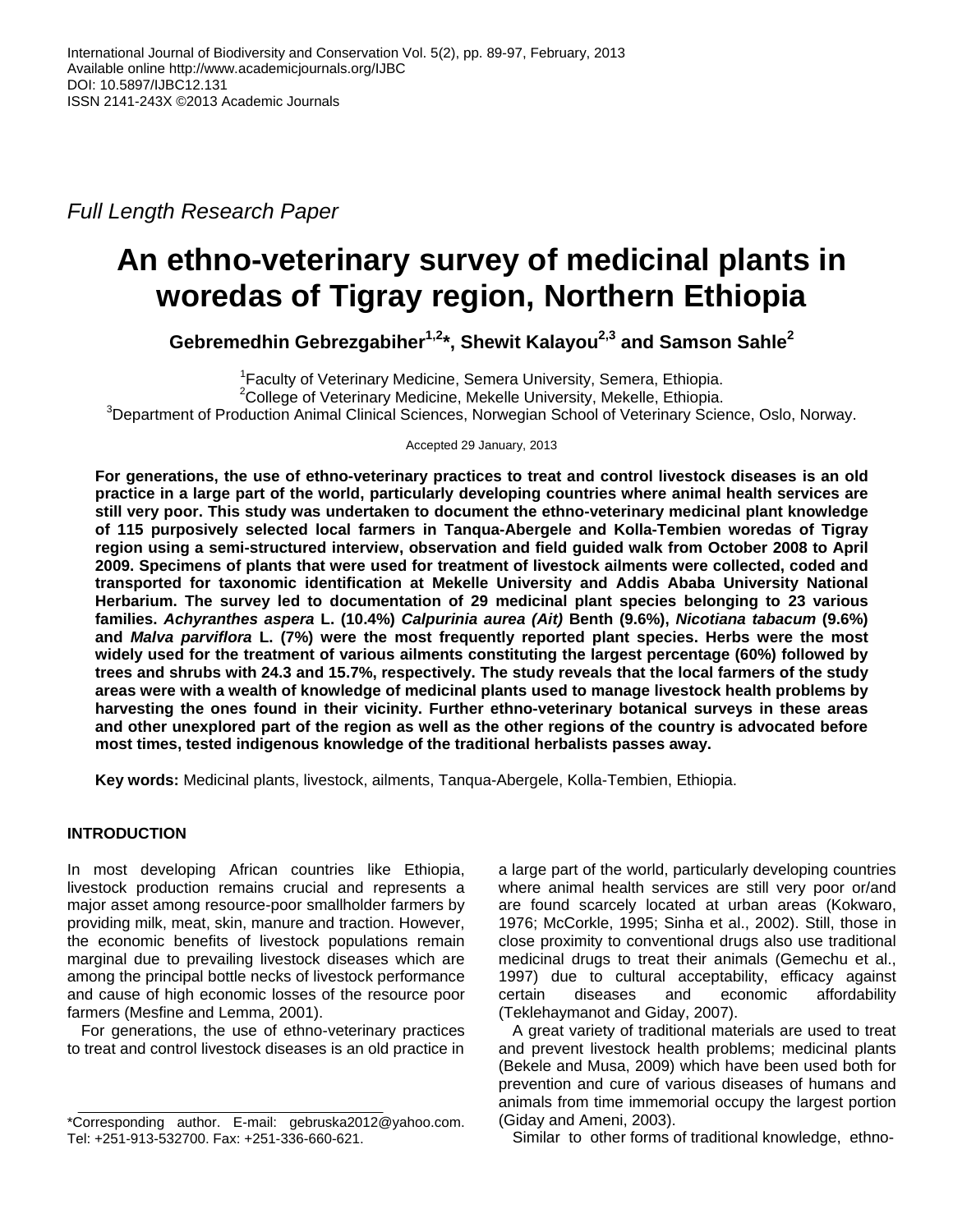Full Length Research Paper

# An ethno-veterinary survey of medicinal plants in woredas of Tigray region, Northern Ethiopia

**Gebremedhin Gebrezgabiher[1,2]\*, Shewit Kalayou[2,3] and Samson Sahle[2]**

[1]Faculty of Veterinary Medicine, Semera University, Semera, Ethiopia.
[2]College of Veterinary Medicine, Mekelle University, Mekelle, Ethiopia.
[3]Department of Production Animal Clinical Sciences, Norwegian School of Veterinary Science, Oslo, Norway.

Accepted 29 January, 2013

**For generations, the use of ethno-veterinary practices to treat and control livestock diseases is an old practice in a large part of the world, particularly developing countries where animal health services are still very poor. This study was undertaken to document the ethno-veterinary medicinal plant knowledge of 115 purposively selected local farmers in Tanqua-Abergele and Kolla-Tembien woredas of Tigray region using a semi-structured interview, observation and field guided walk from October 2008 to April 2009. Specimens of plants that were used for treatment of livestock ailments were collected, coded and transported for taxonomic identification at Mekelle University and Addis Ababa University National Herbarium. The survey led to documentation of 29 medicinal plant species belonging to 23 various families. *Achyranthes aspera* L. (10.4%) *Calpurinia aurea (Ait)* Benth (9.6%), *Nicotiana tabacum* (9.6%) and *Malva parviflora* L. (7%) were the most frequently reported plant species. Herbs were the most widely used for the treatment of various ailments constituting the largest percentage (60%) followed by trees and shrubs with 24.3 and 15.7%, respectively. The study reveals that the local farmers of the study areas were with a wealth of knowledge of medicinal plants used to manage livestock health problems by harvesting the ones found in their vicinity. Further ethno-veterinary botanical surveys in these areas and other unexplored part of the region as well as the other regions of the country is advocated before most times, tested indigenous knowledge of the traditional herbalists passes away.**

**Key words:** Medicinal plants, livestock, ailments, Tanqua-Abergele, Kolla-Tembien, Ethiopia.

## INTRODUCTION

In most developing African countries like Ethiopia, livestock production remains crucial and represents a major asset among resource-poor smallholder farmers by providing milk, meat, skin, manure and traction. However, the economic benefits of livestock populations remain marginal due to prevailing livestock diseases which are among the principal bottle necks of livestock performance and cause of high economic losses of the resource poor farmers (Mesfine and Lemma, 2001).

For generations, the use of ethno-veterinary practices to treat and control livestock diseases is an old practice in a large part of the world, particularly developing countries where animal health services are still very poor or/and are found scarcely located at urban areas (Kokwaro, 1976; McCorkle, 1995; Sinha et al., 2002). Still, those in close proximity to conventional drugs also use traditional medicinal drugs to treat their animals (Gemechu et al., 1997) due to cultural acceptability, efficacy against certain diseases and economic affordability (Teklehaymanot and Giday, 2007).

A great variety of traditional materials are used to treat and prevent livestock health problems; medicinal plants (Bekele and Musa, 2009) which have been used both for prevention and cure of various diseases of humans and animals from time immemorial occupy the largest portion (Giday and Ameni, 2003).

Similar to other forms of traditional knowledge, ethno-

\*Corresponding author. E-mail: gebruska2012@yahoo.com. Tel: +251-913-532700. Fax: +251-336-660-621.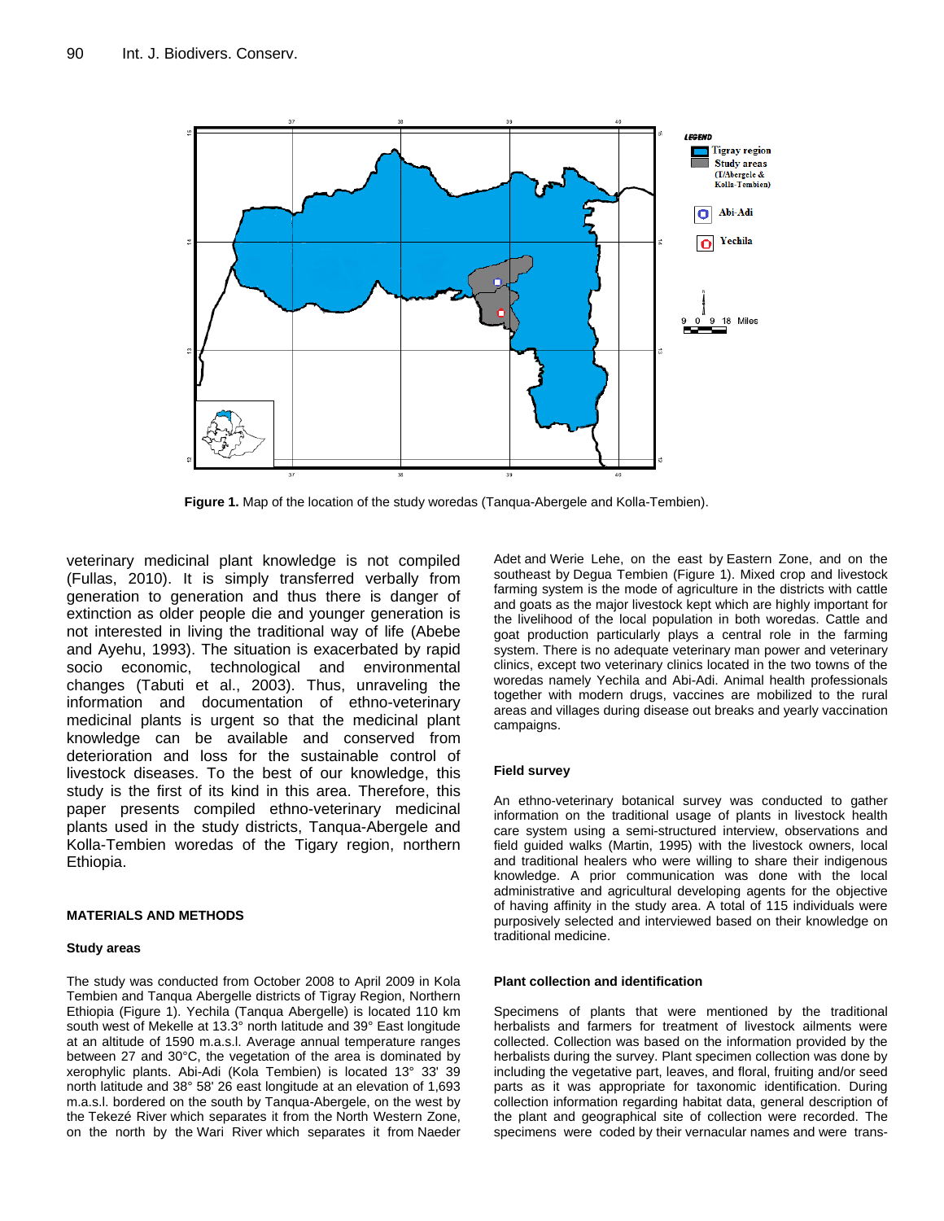Figure 1. Map of the location of the study woredas (Tanqua-Abergele and Kolla-Tembien).

veterinary medicinal plant knowledge is not compiled (Fullas, 2010). It is simply transferred verbally from generation to generation and thus there is danger of extinction as older people die and younger generation is not interested in living the traditional way of life (Abebe and Ayehu, 1993). The situation is exacerbated by rapid socio economic, technological and environmental changes (Tabuti et al., 2003). Thus, unraveling the information and documentation of ethno-veterinary medicinal plants is urgent so that the medicinal plant knowledge can be available and conserved from deterioration and loss for the sustainable control of livestock diseases. To the best of our knowledge, this study is the first of its kind in this area. Therefore, this paper presents compiled ethno-veterinary medicinal plants used in the study districts, Tanqua-Abergele and Kolla-Tembien woredas of the Tigary region, northern Ethiopia.

## MATERIALS AND METHODS

### Study areas

The study was conducted from October 2008 to April 2009 in Kola Tembien and Tanqua Abergelle districts of Tigray Region, Northern Ethiopia (Figure 1). Yechila (Tanqua Abergelle) is located 110 km south west of Mekelle at 13.3° north latitude and 39° East longitude at an altitude of 1590 m.a.s.l. Average annual temperature ranges between 27 and 30°C, the vegetation of the area is dominated by xerophylic plants. Abi-Adi (Kola Tembien) is located 13° 33' 39 north latitude and 38° 58' 26 east longitude at an elevation of 1,693 m.a.s.l. bordered on the south by Tanqua-Abergele, on the west by the Tekezé River which separates it from the North Western Zone, on the north by the Wari River which separates it from Naeder Adet and Werie Lehe, on the east by Eastern Zone, and on the southeast by Degua Tembien (Figure 1). Mixed crop and livestock farming system is the mode of agriculture in the districts with cattle and goats as the major livestock kept which are highly important for the livelihood of the local population in both woredas. Cattle and goat production particularly plays a central role in the farming system. There is no adequate veterinary man power and veterinary clinics, except two veterinary clinics located in the two towns of the woredas namely Yechila and Abi-Adi. Animal health professionals together with modern drugs, vaccines are mobilized to the rural areas and villages during disease out breaks and yearly vaccination campaigns.

### Field survey

An ethno-veterinary botanical survey was conducted to gather information on the traditional usage of plants in livestock health care system using a semi-structured interview, observations and field guided walks (Martin, 1995) with the livestock owners, local and traditional healers who were willing to share their indigenous knowledge. A prior communication was done with the local administrative and agricultural developing agents for the objective of having affinity in the study area. A total of 115 individuals were purposively selected and interviewed based on their knowledge on traditional medicine.

### Plant collection and identification

Specimens of plants that were mentioned by the traditional herbalists and farmers for treatment of livestock ailments were collected. Collection was based on the information provided by the herbalists during the survey. Plant specimen collection was done by including the vegetative part, leaves, and floral, fruiting and/or seed parts as it was appropriate for taxonomic identification. During collection information regarding habitat data, general description of the plant and geographical site of collection were recorded. The specimens were coded by their vernacular names and were trans-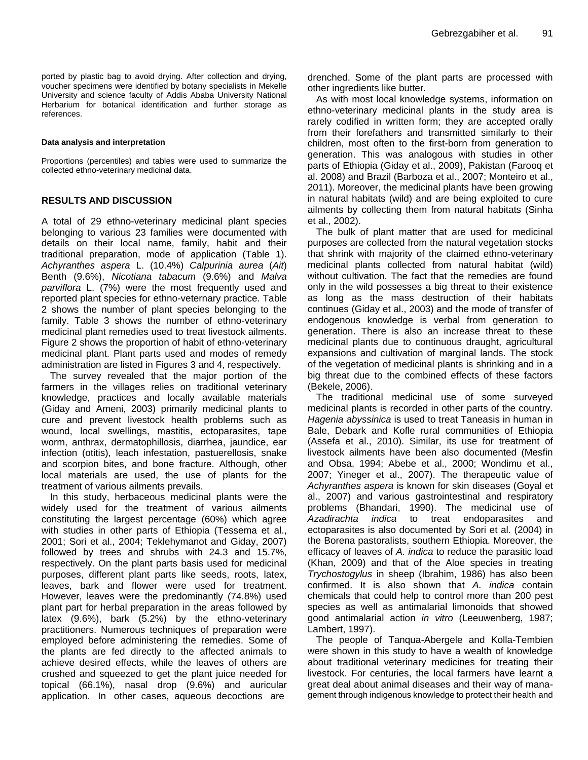ported by plastic bag to avoid drying. After collection and drying, voucher specimens were identified by botany specialists in Mekelle University and science faculty of Addis Ababa University National Herbarium for botanical identification and further storage as references.

#### Data analysis and interpretation

Proportions (percentiles) and tables were used to summarize the collected ethno-veterinary medicinal data.

## RESULTS AND DISCUSSION

A total of 29 ethno-veterinary medicinal plant species belonging to various 23 families were documented with details on their local name, family, habit and their traditional preparation, mode of application (Table 1). *Achyranthes aspera* L. (10.4%) *Calpurinia aurea* (*Ait*) Benth (9.6%), *Nicotiana tabacum* (9.6%) and *Malva parviflora* L. (7%) were the most frequently used and reported plant species for ethno-veternary practice. Table 2 shows the number of plant species belonging to the family. Table 3 shows the number of ethno-veterinary medicinal plant remedies used to treat livestock ailments. Figure 2 shows the proportion of habit of ethno-veterinary medicinal plant. Plant parts used and modes of remedy administration are listed in Figures 3 and 4, respectively.

The survey revealed that the major portion of the farmers in the villages relies on traditional veterinary knowledge, practices and locally available materials (Giday and Ameni, 2003) primarily medicinal plants to cure and prevent livestock health problems such as wound, local swellings, mastitis, ectoparasites, tape worm, anthrax, dermatophillosis, diarrhea, jaundice, ear infection (otitis), leach infestation, pastuerellosis, snake and scorpion bites, and bone fracture. Although, other local materials are used, the use of plants for the treatment of various ailments prevails.

In this study, herbaceous medicinal plants were the widely used for the treatment of various ailments constituting the largest percentage (60%) which agree with studies in other parts of Ethiopia (Tessema et al., 2001; Sori et al., 2004; Teklehymanot and Giday, 2007) followed by trees and shrubs with 24.3 and 15.7%, respectively. On the plant parts basis used for medicinal purposes, different plant parts like seeds, roots, latex, leaves, bark and flower were used for treatment. However, leaves were the predominantly (74.8%) used plant part for herbal preparation in the areas followed by latex (9.6%), bark (5.2%) by the ethno-veterinary practitioners. Numerous techniques of preparation were employed before administering the remedies. Some of the plants are fed directly to the affected animals to achieve desired effects, while the leaves of others are crushed and squeezed to get the plant juice needed for topical (66.1%), nasal drop (9.6%) and auricular application. In other cases, aqueous decoctions are drenched. Some of the plant parts are processed with other ingredients like butter.

As with most local knowledge systems, information on ethno-veterinary medicinal plants in the study area is rarely codified in written form; they are accepted orally from their forefathers and transmitted similarly to their children, most often to the first-born from generation to generation. This was analogous with studies in other parts of Ethiopia (Giday et al., 2009), Pakistan (Farooq et al. 2008) and Brazil (Barboza et al., 2007; Monteiro et al., 2011). Moreover, the medicinal plants have been growing in natural habitats (wild) and are being exploited to cure ailments by collecting them from natural habitats (Sinha et al., 2002).

The bulk of plant matter that are used for medicinal purposes are collected from the natural vegetation stocks that shrink with majority of the claimed ethno-veterinary medicinal plants collected from natural habitat (wild) without cultivation. The fact that the remedies are found only in the wild possesses a big threat to their existence as long as the mass destruction of their habitats continues (Giday et al., 2003) and the mode of transfer of endogenous knowledge is verbal from generation to generation. There is also an increase threat to these medicinal plants due to continuous draught, agricultural expansions and cultivation of marginal lands. The stock of the vegetation of medicinal plants is shrinking and in a big threat due to the combined effects of these factors (Bekele, 2006).

The traditional medicinal use of some surveyed medicinal plants is recorded in other parts of the country. *Hagenia abyssinica* is used to treat Taneasis in human in Bale, Debark and Kofle rural communities of Ethiopia (Assefa et al., 2010). Similar, its use for treatment of livestock ailments have been also documented (Mesfin and Obsa, 1994; Abebe et al., 2000; Wondimu et al., 2007; Yineger et al., 2007). The therapeutic value of *Achyranthes aspera* is known for skin diseases (Goyal et al., 2007) and various gastrointestinal and respiratory problems (Bhandari, 1990). The medicinal use of *Azadirachta indica* to treat endoparasites and ectoparasites is also documented by Sori et al. (2004) in the Borena pastoralists, southern Ethiopia. Moreover, the efficacy of leaves of *A. indica* to reduce the parasitic load (Khan, 2009) and that of the Aloe species in treating *Trychostogylus* in sheep (Ibrahim, 1986) has also been confirmed. It is also shown that *A. indica* contain chemicals that could help to control more than 200 pest species as well as antimalarial limonoids that showed good antimalarial action *in vitro* (Leeuwenberg, 1987; Lambert, 1997).

The people of Tanqua-Abergele and Kolla-Tembien were shown in this study to have a wealth of knowledge about traditional veterinary medicines for treating their livestock. For centuries, the local farmers have learnt a great deal about animal diseases and their way of management through indigenous knowledge to protect their health and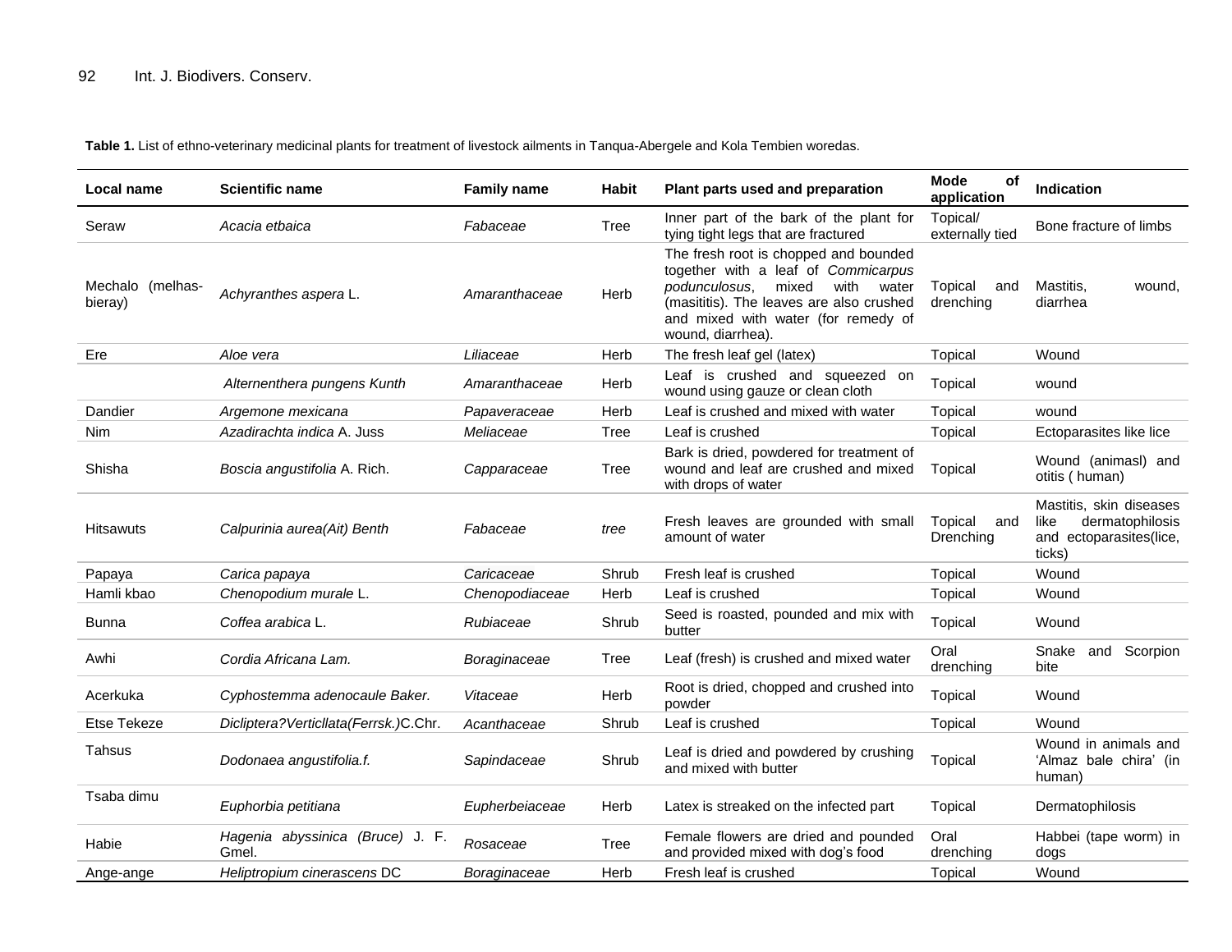**Table 1.** List of ethno-veterinary medicinal plants for treatment of livestock ailments in Tanqua-Abergele and Kola Tembien woredas.

| Local name | Scientific name | Family name | Habit | Plant parts used and preparation | Mode of application | Indication |
|---|---|---|---|---|---|---|
| Seraw | *Acacia etbaica* | *Fabaceae* | Tree | Inner part of the bark of the plant for tying tight legs that are fractured | Topical/ externally tied | Bone fracture of limbs |
| Mechalo (melhas-bieray) | *Achyranthes aspera* L. | *Amaranthaceae* | Herb | The fresh root is chopped and bounded together with a leaf of *Commicarpus podunculosus*, mixed with water (masititis). The leaves are also crushed and mixed with water (for remedy of wound, diarrhea). | Topical and drenching | Mastitis, wound, diarrhea |
| Ere | *Aloe vera* | *Liliaceae* | Herb | The fresh leaf gel (latex) | Topical | Wound |
| | *Alternenthera pungens Kunth* | *Amaranthaceae* | Herb | Leaf is crushed and squeezed on wound using gauze or clean cloth | Topical | wound |
| Dandier | *Argemone mexicana* | *Papaveraceae* | Herb | Leaf is crushed and mixed with water | Topical | wound |
| Nim | *Azadirachta indica* A. Juss | *Meliaceae* | Tree | Leaf is crushed | Topical | Ectoparasites like lice |
| Shisha | *Boscia angustifolia* A. Rich. | *Capparaceae* | Tree | Bark is dried, powdered for treatment of wound and leaf are crushed and mixed with drops of water | Topical | Wound (animasl) and otitis ( human) |
| Hitsawuts | *Calpurinia aurea(Ait) Benth* | *Fabaceae* | *tree* | Fresh leaves are grounded with small amount of water | Topical and Drenching | Mastitis, skin diseases like dermatophilosis and ectoparasites(lice, ticks) |
| Papaya | *Carica papaya* | *Caricaceae* | Shrub | Fresh leaf is crushed | Topical | Wound |
| Hamli kbao | *Chenopodium murale* L. | *Chenopodiaceae* | Herb | Leaf is crushed | Topical | Wound |
| Bunna | *Coffea arabica* L. | *Rubiaceae* | Shrub | Seed is roasted, pounded and mix with butter | Topical | Wound |
| Awhi | *Cordia Africana Lam.* | *Boraginaceae* | Tree | Leaf (fresh) is crushed and mixed water | Oral drenching | Snake and Scorpion bite |
| Acerkuka | *Cyphostemma adenocaule Baker.* | *Vitaceae* | Herb | Root is dried, chopped and crushed into powder | Topical | Wound |
| Etse Tekeze | *Dicliptera?Verticllata(Ferrsk.)*C.Chr. | *Acanthaceae* | Shrub | Leaf is crushed | Topical | Wound |
| Tahsus | *Dodonaea angustifolia.f.* | *Sapindaceae* | Shrub | Leaf is dried and powdered by crushing and mixed with butter | Topical | Wound in animals and 'Almaz bale chira' (in human) |
| Tsaba dimu | *Euphorbia petitiana* | *Eupherbeiaceae* | Herb | Latex is streaked on the infected part | Topical | Dermatophilosis |
| Habie | *Hagenia abyssinica (Bruce)* J. F. Gmel. | *Rosaceae* | Tree | Female flowers are dried and pounded and provided mixed with dog's food | Oral drenching | Habbei (tape worm) in dogs |
| Ange-ange | *Heliptropium cinerascens* DC | *Boraginaceae* | Herb | Fresh leaf is crushed | Topical | Wound |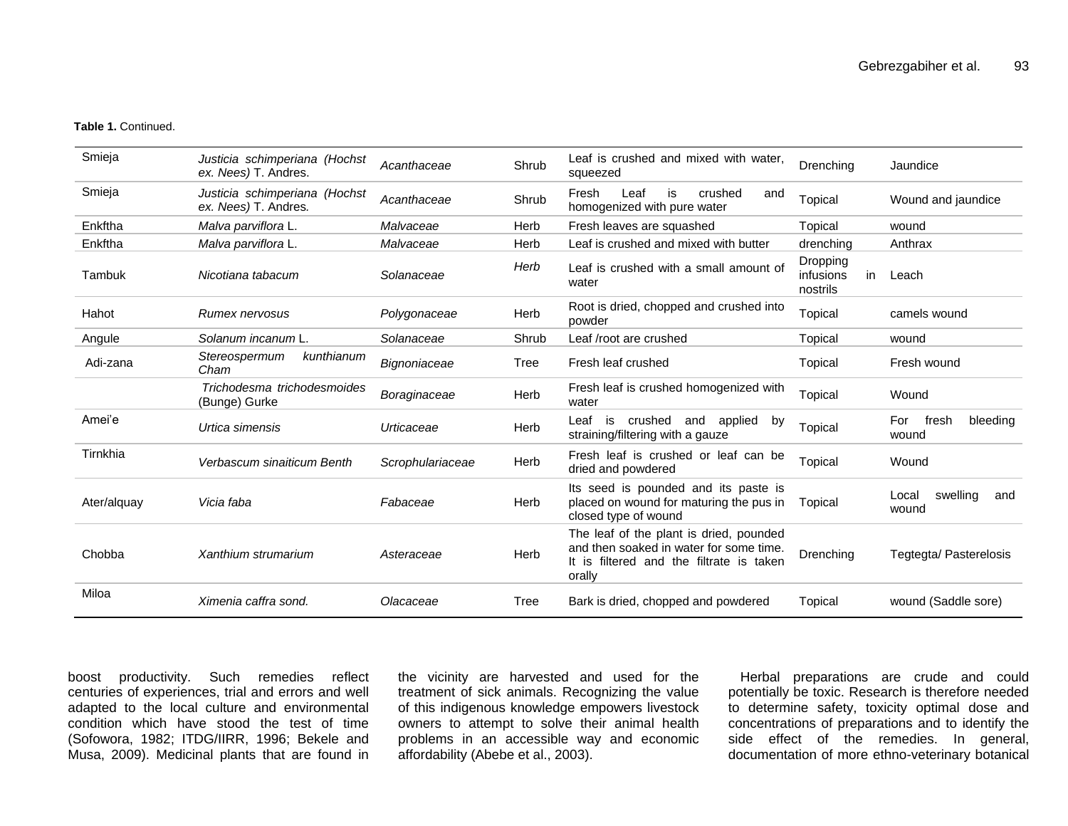**Table 1.** Continued.

| | | | | | | |
|---|---|---|---|---|---|---|
| Smieja | *Justicia schimperiana (Hochst ex. Nees)* T. Andres. | *Acanthaceae* | Shrub | Leaf is crushed and mixed with water, squeezed | Drenching | Jaundice |
| Smieja | *Justicia schimperiana (Hochst ex. Nees)* T. Andres. | *Acanthaceae* | Shrub | Fresh Leaf is crushed and homogenized with pure water | Topical | Wound and jaundice |
| Enkftha | *Malva parviflora* L. | *Malvaceae* | Herb | Fresh leaves are squashed | Topical | wound |
| Enkftha | *Malva parviflora* L. | *Malvaceae* | Herb | Leaf is crushed and mixed with butter | drenching | Anthrax |
| Tambuk | *Nicotiana tabacum* | *Solanaceae* | *Herb* | Leaf is crushed with a small amount of water | Dropping infusions in nostrils | Leach |
| Hahot | *Rumex nervosus* | *Polygonaceae* | Herb | Root is dried, chopped and crushed into powder | Topical | camels wound |
| Angule | *Solanum incanum* L. | *Solanaceae* | Shrub | Leaf /root are crushed | Topical | wound |
| Adi-zana | *Stereospermum kunthianum Cham* | *Bignoniaceae* | Tree | Fresh leaf crushed | Topical | Fresh wound |
| | *Trichodesma trichodesmoides* (Bunge) Gurke | *Boraginaceae* | Herb | Fresh leaf is crushed homogenized with water | Topical | Wound |
| Amei'e | *Urtica simensis* | *Urticaceae* | Herb | Leaf is crushed and applied by straining/filtering with a gauze | Topical | For fresh bleeding wound |
| Tirnkhia | *Verbascum sinaiticum Benth* | *Scrophulariaceae* | Herb | Fresh leaf is crushed or leaf can be dried and powdered | Topical | Wound |
| Ater/alquay | *Vicia faba* | *Fabaceae* | Herb | Its seed is pounded and its paste is placed on wound for maturing the pus in closed type of wound | Topical | Local swelling and wound |
| Chobba | *Xanthium strumarium* | *Asteraceae* | Herb | The leaf of the plant is dried, pounded and then soaked in water for some time. It is filtered and the filtrate is taken orally | Drenching | Tegtegta/ Pasterelosis |
| Miloa | *Ximenia caffra sond.* | *Olacaceae* | Tree | Bark is dried, chopped and powdered | Topical | wound (Saddle sore) |

boost productivity. Such remedies reflect centuries of experiences, trial and errors and well adapted to the local culture and environmental condition which have stood the test of time (Sofowora, 1982; ITDG/IIRR, 1996; Bekele and Musa, 2009). Medicinal plants that are found in the vicinity are harvested and used for the treatment of sick animals. Recognizing the value of this indigenous knowledge empowers livestock owners to attempt to solve their animal health problems in an accessible way and economic affordability (Abebe et al., 2003).

Herbal preparations are crude and could potentially be toxic. Research is therefore needed to determine safety, toxicity optimal dose and concentrations of preparations and to identify the side effect of the remedies. In general, documentation of more ethno-veterinary botanical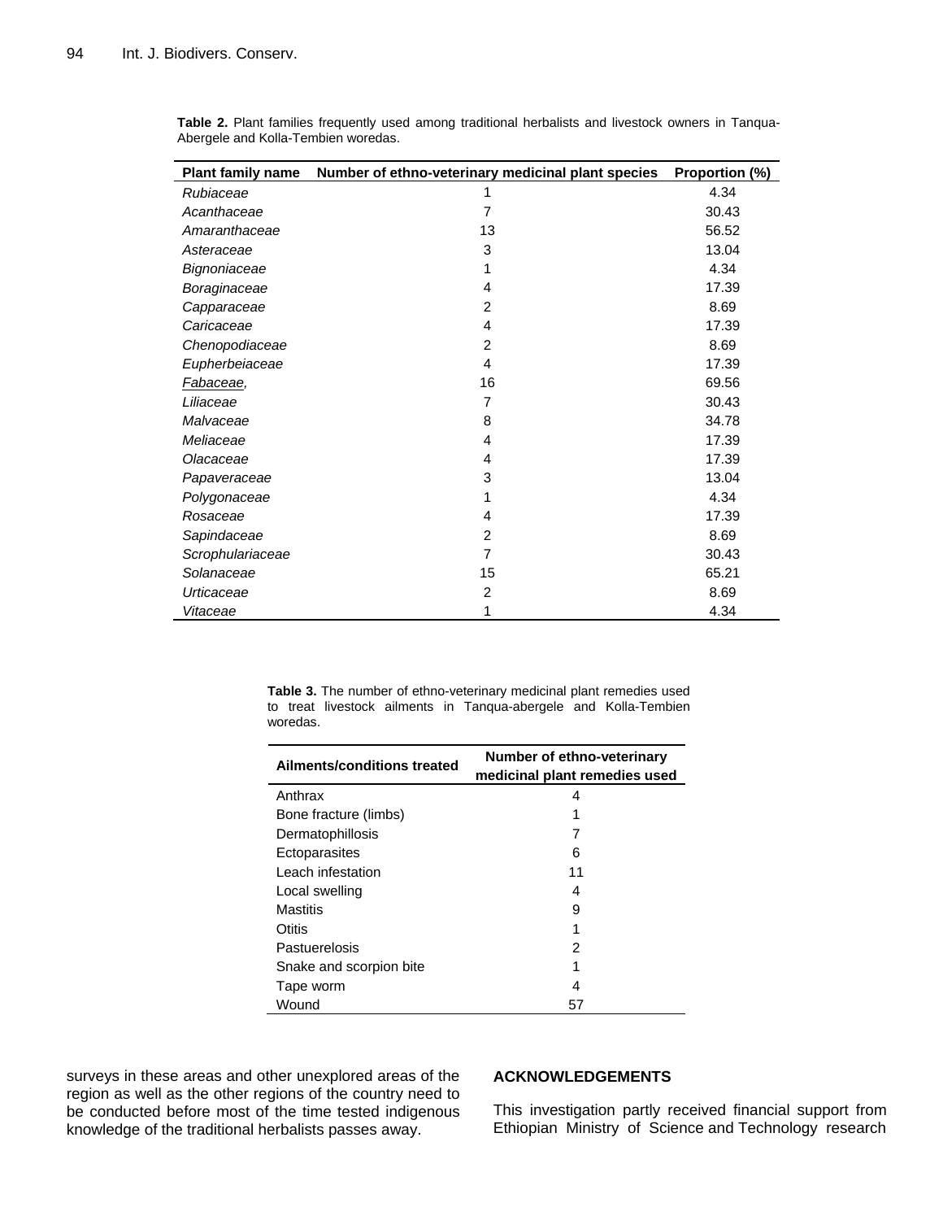**Table 2.** Plant families frequently used among traditional herbalists and livestock owners in Tanqua-Abergele and Kolla-Tembien woredas.

| Plant family name | Number of ethno-veterinary medicinal plant species | Proportion (%) |
|---|---|---|
| *Rubiaceae* | 1 | 4.34 |
| *Acanthaceae* | 7 | 30.43 |
| *Amaranthaceae* | 13 | 56.52 |
| *Asteraceae* | 3 | 13.04 |
| *Bignoniaceae* | 1 | 4.34 |
| *Boraginaceae* | 4 | 17.39 |
| *Capparaceae* | 2 | 8.69 |
| *Caricaceae* | 4 | 17.39 |
| *Chenopodiaceae* | 2 | 8.69 |
| *Eupherbeiaceae* | 4 | 17.39 |
| *Fabaceae,* | 16 | 69.56 |
| *Liliaceae* | 7 | 30.43 |
| *Malvaceae* | 8 | 34.78 |
| *Meliaceae* | 4 | 17.39 |
| *Olacaceae* | 4 | 17.39 |
| *Papaveraceae* | 3 | 13.04 |
| *Polygonaceae* | 1 | 4.34 |
| *Rosaceae* | 4 | 17.39 |
| *Sapindaceae* | 2 | 8.69 |
| *Scrophulariaceae* | 7 | 30.43 |
| *Solanaceae* | 15 | 65.21 |
| *Urticaceae* | 2 | 8.69 |
| *Vitaceae* | 1 | 4.34 |

**Table 3.** The number of ethno-veterinary medicinal plant remedies used to treat livestock ailments in Tanqua-abergele and Kolla-Tembien woredas.

| Ailments/conditions treated | Number of ethno-veterinary medicinal plant remedies used |
|---|---|
| Anthrax | 4 |
| Bone fracture (limbs) | 1 |
| Dermatophillosis | 7 |
| Ectoparasites | 6 |
| Leach infestation | 11 |
| Local swelling | 4 |
| Mastitis | 9 |
| Otitis | 1 |
| Pastuerelosis | 2 |
| Snake and scorpion bite | 1 |
| Tape worm | 4 |
| Wound | 57 |

surveys in these areas and other unexplored areas of the region as well as the other regions of the country need to be conducted before most of the time tested indigenous knowledge of the traditional herbalists passes away.

## ACKNOWLEDGEMENTS

This investigation partly received financial support from Ethiopian Ministry of Science and Technology research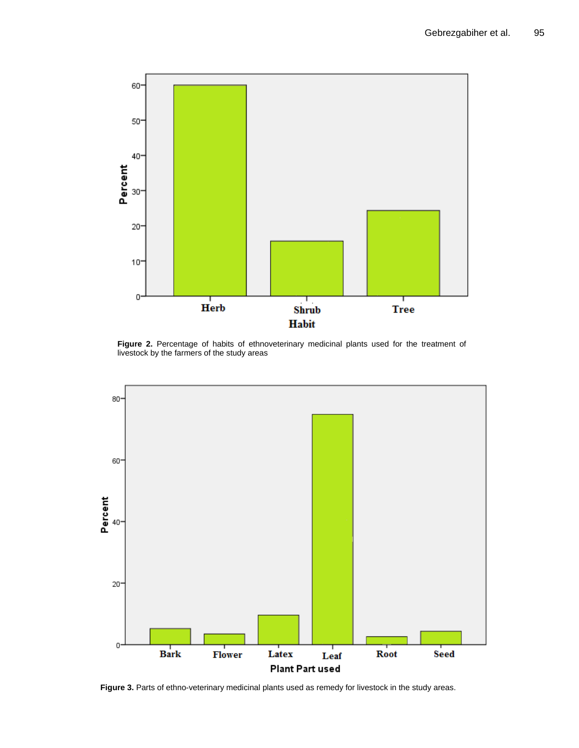**Figure 2.** Percentage of habits of ethnoveterinary medicinal plants used for the treatment of livestock by the farmers of the study areas

**Figure 3.** Parts of ethno-veterinary medicinal plants used as remedy for livestock in the study areas.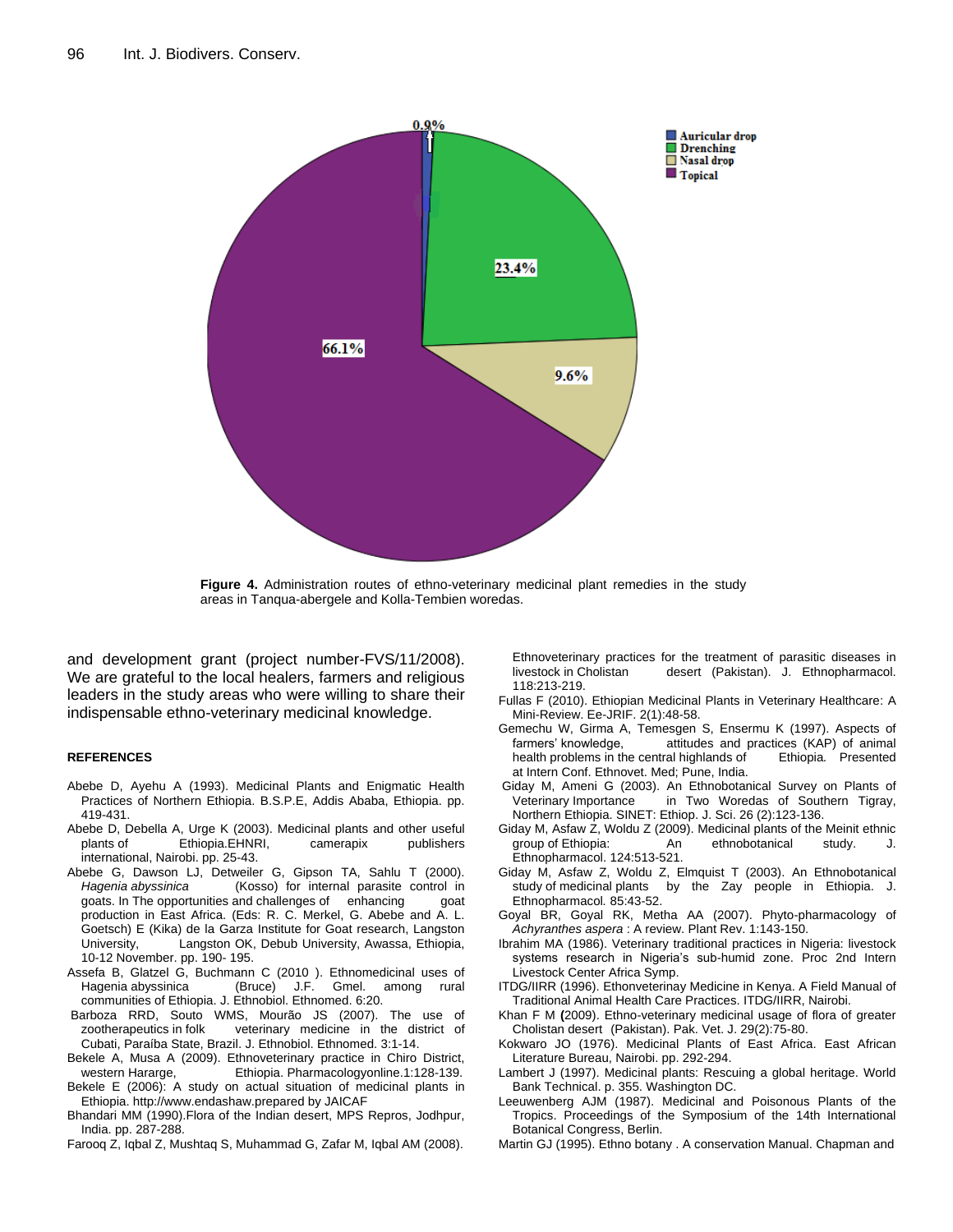Figure 4. Administration routes of ethno-veterinary medicinal plant remedies in the study areas in Tanqua-abergele and Kolla-Tembien woredas.

and development grant (project number-FVS/11/2008). We are grateful to the local healers, farmers and religious leaders in the study areas who were willing to share their indispensable ethno-veterinary medicinal knowledge.

## REFERENCES

Abebe D, Ayehu A (1993). Medicinal Plants and Enigmatic Health Practices of Northern Ethiopia. B.S.P.E, Addis Ababa, Ethiopia. pp. 419-431.

Abebe D, Debella A, Urge K (2003). Medicinal plants and other useful plants of Ethiopia.EHNRI, camerapix publishers international, Nairobi. pp. 25-43.

Abebe G, Dawson LJ, Detweiler G, Gipson TA, Sahlu T (2000). *Hagenia abyssinica* (Kosso) for internal parasite control in goats. In The opportunities and challenges of enhancing goat production in East Africa. (Eds: R. C. Merkel, G. Abebe and A. L. Goetsch) E (Kika) de la Garza Institute for Goat research, Langston University, Langston OK, Debub University, Awassa, Ethiopia, 10-12 November. pp. 190- 195.

Assefa B, Glatzel G, Buchmann C (2010 ). Ethnomedicinal uses of Hagenia abyssinica (Bruce) J.F. Gmel. among rural communities of Ethiopia. J. Ethnobiol. Ethnomed. 6:20.

Barboza RRD, Souto WMS, Mourão JS (2007). The use of zootherapeutics in folk veterinary medicine in the district of Cubati, Paraíba State, Brazil. J. Ethnobiol. Ethnomed. 3:1-14.

Bekele A, Musa A (2009). Ethnoveterinary practice in Chiro District, western Hararge, Ethiopia. Pharmacologyonline.1:128-139.

Bekele E (2006): A study on actual situation of medicinal plants in Ethiopia. http://www.endashaw.prepared by JAICAF

Bhandari MM (1990).Flora of the Indian desert, MPS Repros, Jodhpur, India. pp. 287-288.

Farooq Z, Iqbal Z, Mushtaq S, Muhammad G, Zafar M, Iqbal AM (2008). Ethnoveterinary practices for the treatment of parasitic diseases in livestock in Cholistan desert (Pakistan). J. Ethnopharmacol. 118:213-219.

Fullas F (2010). Ethiopian Medicinal Plants in Veterinary Healthcare: A Mini-Review. Ee-JRIF. 2(1):48-58.

Gemechu W, Girma A, Temesgen S, Ensermu K (1997). Aspects of farmers' knowledge, attitudes and practices (KAP) of animal health problems in the central highlands of Ethiopia. Presented at Intern Conf. Ethnovet. Med; Pune, India.

Giday M, Ameni G (2003). An Ethnobotanical Survey on Plants of Veterinary Importance in Two Woredas of Southern Tigray, Northern Ethiopia. SINET: Ethiop. J. Sci. 26 (2):123-136.

Giday M, Asfaw Z, Woldu Z (2009). Medicinal plants of the Meinit ethnic group of Ethiopia: An ethnobotanical study. J. Ethnopharmacol. 124:513-521.

Giday M, Asfaw Z, Woldu Z, Elmquist T (2003). An Ethnobotanical study of medicinal plants by the Zay people in Ethiopia. J. Ethnopharmacol*.* 85:43-52.

Goyal BR, Goyal RK, Metha AA (2007). Phyto-pharmacology of *Achyranthes aspera* : A review. Plant Rev. 1:143-150.

Ibrahim MA (1986). Veterinary traditional practices in Nigeria: livestock systems research in Nigeria's sub-humid zone. Proc 2nd Intern Livestock Center Africa Symp.

ITDG/IIRR (1996). Ethonveterinay Medicine in Kenya. A Field Manual of Traditional Animal Health Care Practices. ITDG/IIRR, Nairobi.

Khan F M (2009). Ethno-veterinary medicinal usage of flora of greater Cholistan desert (Pakistan). Pak. Vet. J. 29(2):75-80.

Kokwaro JO (1976). Medicinal Plants of East Africa. East African Literature Bureau, Nairobi. pp. 292-294.

Lambert J (1997). Medicinal plants: Rescuing a global heritage. World Bank Technical. p. 355. Washington DC.

Leeuwenberg AJM (1987). Medicinal and Poisonous Plants of the Tropics. Proceedings of the Symposium of the 14th International Botanical Congress, Berlin.

Martin GJ (1995). Ethno botany . A conservation Manual. Chapman and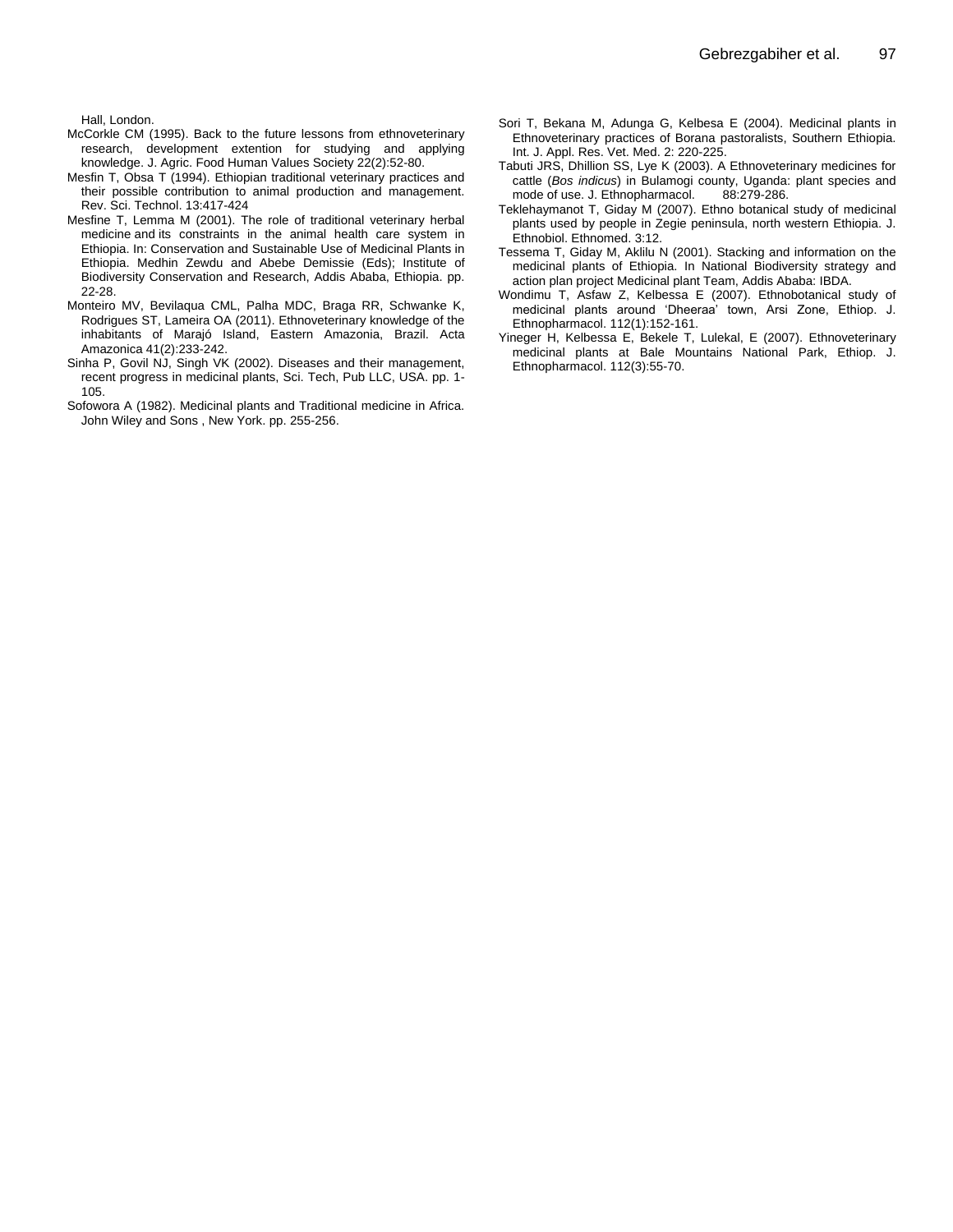Hall, London.

McCorkle CM (1995). Back to the future lessons from ethnoveterinary research, development extention for studying and applying knowledge. J. Agric. Food Human Values Society 22(2):52-80.

Mesfin T, Obsa T (1994). Ethiopian traditional veterinary practices and their possible contribution to animal production and management. Rev. Sci. Technol. 13:417-424

Mesfine T, Lemma M (2001). The role of traditional veterinary herbal medicine and its constraints in the animal health care system in Ethiopia. In: Conservation and Sustainable Use of Medicinal Plants in Ethiopia. Medhin Zewdu and Abebe Demissie (Eds); Institute of Biodiversity Conservation and Research, Addis Ababa, Ethiopia. pp. 22-28.

Monteiro MV, Bevilaqua CML, Palha MDC, Braga RR, Schwanke K, Rodrigues ST, Lameira OA (2011). Ethnoveterinary knowledge of the inhabitants of Marajó Island, Eastern Amazonia, Brazil. Acta Amazonica 41(2):233-242.

Sinha P, Govil NJ, Singh VK (2002). Diseases and their management, recent progress in medicinal plants, Sci. Tech, Pub LLC, USA. pp. 1-105.

Sofowora A (1982). Medicinal plants and Traditional medicine in Africa. John Wiley and Sons , New York. pp. 255-256.

Sori T, Bekana M, Adunga G, Kelbesa E (2004). Medicinal plants in Ethnoveterinary practices of Borana pastoralists, Southern Ethiopia. Int. J. Appl. Res. Vet. Med. 2: 220-225.

Tabuti JRS, Dhillion SS, Lye K (2003). A Ethnoveterinary medicines for cattle (*Bos indicus*) in Bulamogi county, Uganda: plant species and mode of use. J. Ethnopharmacol. 88:279-286.

Teklehaymanot T, Giday M (2007). Ethno botanical study of medicinal plants used by people in Zegie peninsula, north western Ethiopia. J. Ethnobiol. Ethnomed. 3:12.

Tessema T, Giday M, Aklilu N (2001). Stacking and information on the medicinal plants of Ethiopia. In National Biodiversity strategy and action plan project Medicinal plant Team, Addis Ababa: IBDA.

Wondimu T, Asfaw Z, Kelbessa E (2007). Ethnobotanical study of medicinal plants around 'Dheeraa' town, Arsi Zone, Ethiop. J. Ethnopharmacol. 112(1):152-161.

Yineger H, Kelbessa E, Bekele T, Lulekal, E (2007). Ethnoveterinary medicinal plants at Bale Mountains National Park, Ethiop. J. Ethnopharmacol. 112(3):55-70.